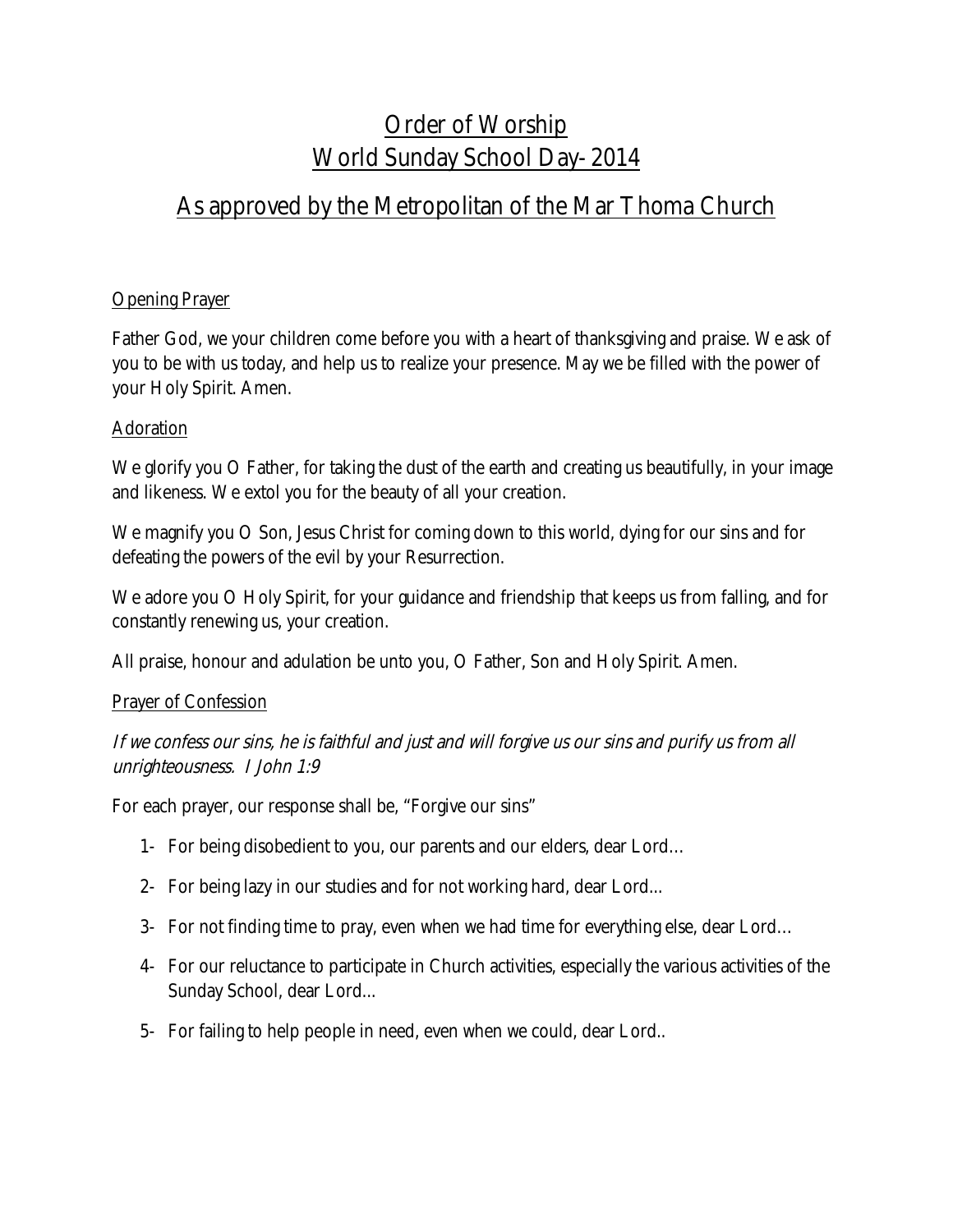# Order of Worship
# World Sunday School Day- 2014

## As approved by the Metropolitan of the Mar Thoma Church

### Opening Prayer

Father God, we your children come before you with a heart of thanksgiving and praise. We ask of you to be with us today, and help us to realize your presence. May we be filled with the power of your Holy Spirit. Amen.

### Adoration

We glorify you O Father, for taking the dust of the earth and creating us beautifully, in your image and likeness. We extol you for the beauty of all your creation.

We magnify you O Son, Jesus Christ for coming down to this world, dying for our sins and for defeating the powers of the evil by your Resurrection.

We adore you O Holy Spirit, for your guidance and friendship that keeps us from falling, and for constantly renewing us, your creation.

All praise, honour and adulation be unto you, O Father, Son and Holy Spirit. Amen.

### Prayer of Confession

*If we confess our sins, he is faithful and just and will forgive us our sins and purify us from all unrighteousness. I John 1:9*

For each prayer, our response shall be, "Forgive our sins"

1- For being disobedient to you, our parents and our elders, dear Lord…

2- For being lazy in our studies and for not working hard, dear Lord...

3- For not finding time to pray, even when we had time for everything else, dear Lord…

4- For our reluctance to participate in Church activities, especially the various activities of the Sunday School, dear Lord...

5- For failing to help people in need, even when we could, dear Lord..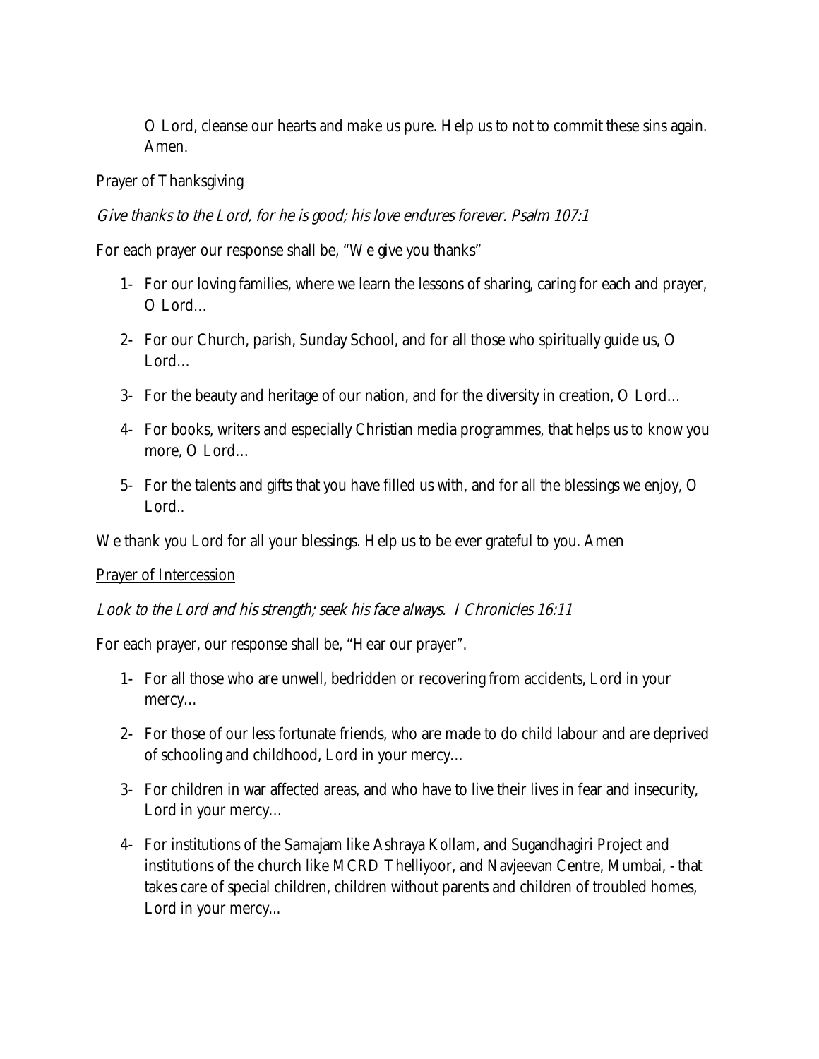O Lord, cleanse our hearts and make us pure. Help us to not to commit these sins again. Amen.

<u>Prayer of Thanksgiving</u>

*Give thanks to the Lord, for he is good; his love endures forever. Psalm 107:1*

For each prayer our response shall be, "We give you thanks"

1- For our loving families, where we learn the lessons of sharing, caring for each and prayer, O Lord…

2- For our Church, parish, Sunday School, and for all those who spiritually guide us, O Lord…

3- For the beauty and heritage of our nation, and for the diversity in creation, O Lord…

4- For books, writers and especially Christian media programmes, that helps us to know you more, O Lord…

5- For the talents and gifts that you have filled us with, and for all the blessings we enjoy, O Lord..

We thank you Lord for all your blessings. Help us to be ever grateful to you. Amen

<u>Prayer of Intercession</u>

*Look to the Lord and his strength; seek his face always. I Chronicles 16:11*

For each prayer, our response shall be, "Hear our prayer".

1- For all those who are unwell, bedridden or recovering from accidents, Lord in your mercy…

2- For those of our less fortunate friends, who are made to do child labour and are deprived of schooling and childhood, Lord in your mercy…

3- For children in war affected areas, and who have to live their lives in fear and insecurity, Lord in your mercy…

4- For institutions of the Samajam like Ashraya Kollam, and Sugandhagiri Project and institutions of the church like MCRD Thelliyoor, and Navjeevan Centre, Mumbai, - that takes care of special children, children without parents and children of troubled homes, Lord in your mercy...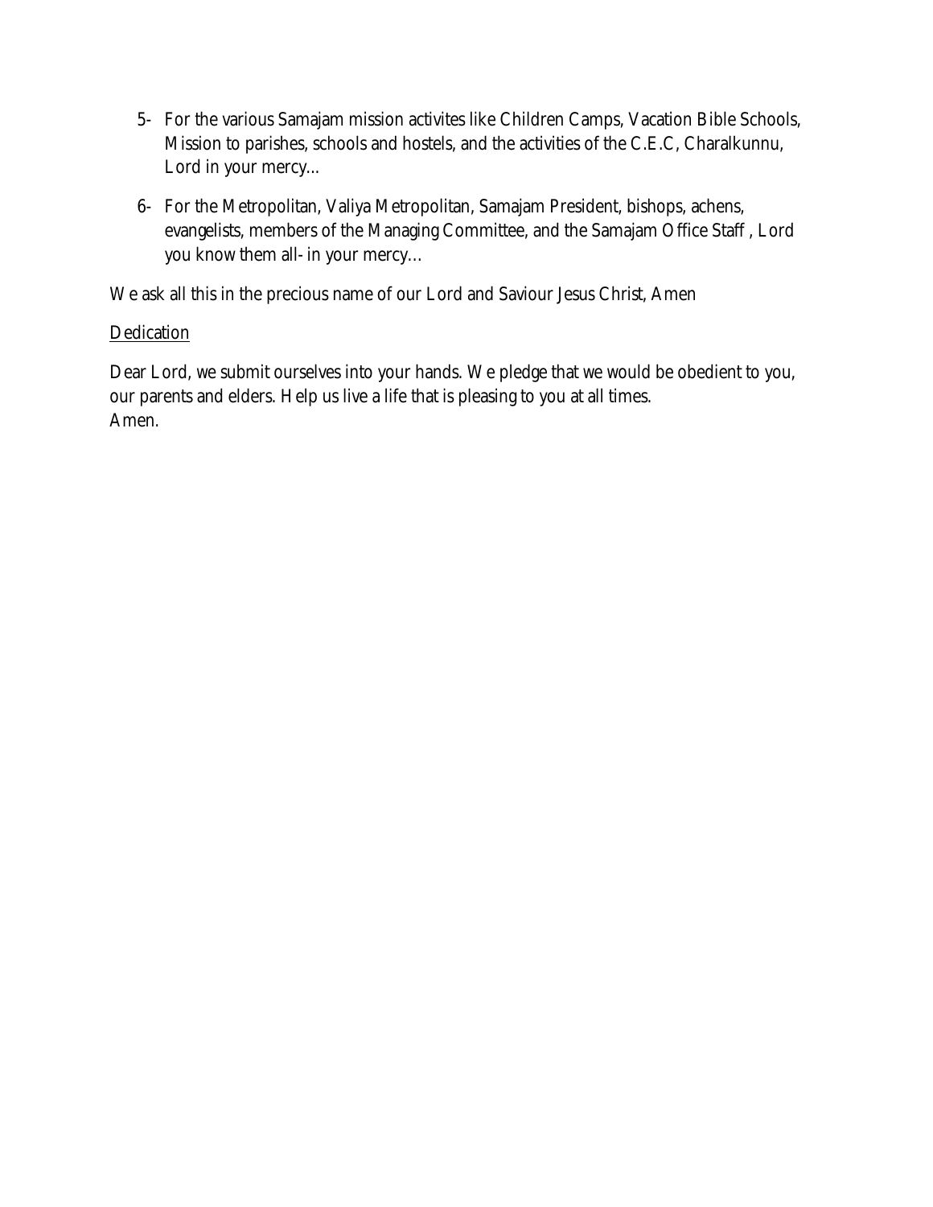5- For the various Samajam mission activites like Children Camps, Vacation Bible Schools, Mission to parishes, schools and hostels, and the activities of the C.E.C, Charalkunnu, Lord in your mercy...

6- For the Metropolitan, Valiya Metropolitan, Samajam President, bishops, achens, evangelists, members of the Managing Committee, and the Samajam Office Staff , Lord you know them all- in your mercy…

We ask all this in the precious name of our Lord and Saviour Jesus Christ, Amen

<u>Dedication</u>

Dear Lord, we submit ourselves into your hands. We pledge that we would be obedient to you, our parents and elders. Help us live a life that is pleasing to you at all times.
Amen.